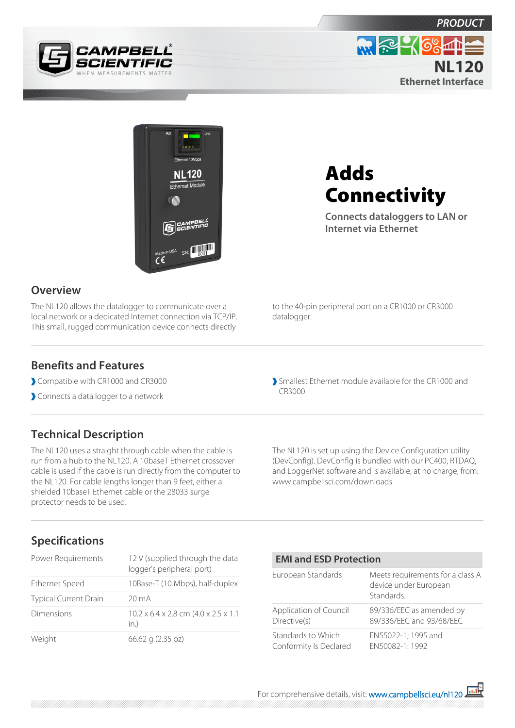PRODUCT

# NL120

## Ethernet Interface

# Adds Connectivity

Connects dataloggers to LAN or Internet via Ethernet

## Overview

The NL120 allows the datalogger to communicate over a local network or a dedicated Internet connection via TCP/IP. This small, rugged communication device connects directly to the 40-pin peripheral port on a CR1000 or CR3000 datalogger.

## Benefits and Features

- Compatible with CR1000 and CR3000
- Connects a data logger to a network
- Smallest Ethernet module available for the CR1000 and CR3000

## Technical Description

The NL120 uses a straight through cable when the cable is run from a hub to the NL120. A 10baseT Ethernet crossover cable is used if the cable is run directly from the computer to the NL120. For cable lengths longer than 9 feet, either a shielded 10baseT Ethernet cable or the 28033 surge protector needs to be used.

The NL120 is set up using the Device Configuration utility (DevConfig). DevConfig is bundled with our PC400, RTDAQ, and LoggerNet software and is available, at no charge, from: www.campbellsci.com/downloads

## Specifications

| | |
|---|---|
| Power Requirements | 12 V (supplied through the data logger's peripheral port) |
| Ethernet Speed | 10Base-T (10 Mbps), half-duplex |
| Typical Current Drain | 20 mA |
| Dimensions | 10.2 x 6.4 x 2.8 cm (4.0 x 2.5 x 1.1 in.) |
| Weight | 66.62 g (2.35 oz) |

### EMI and ESD Protection

| | |
|---|---|
| European Standards | Meets requirements for a class A device under European Standards. |
| Application of Council Directive(s) | 89/336/EEC as amended by 89/336/EEC and 93/68/EEC |
| Standards to Which Conformity Is Declared | EN55022-1; 1995 and EN50082-1: 1992 |

For comprehensive details, visit: www.campbellsci.eu/nl120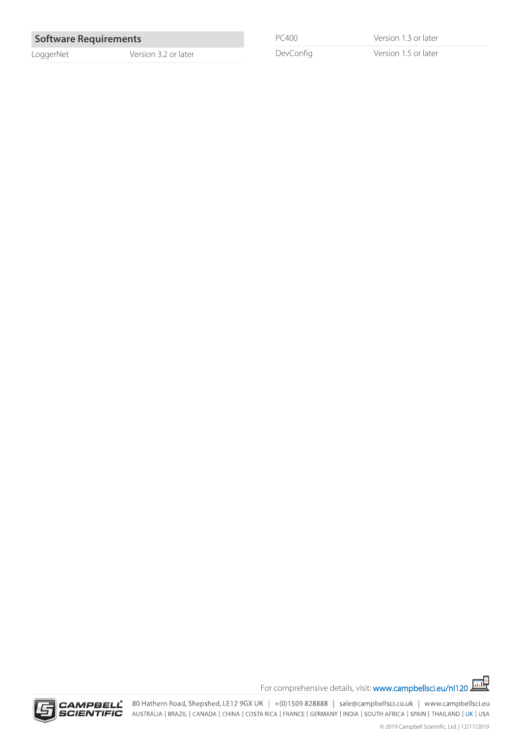## Software Requirements

| | |
|---|---|
| LoggerNet | Version 3.2 or later |
| PC400 | Version 1.3 or later |
| DevConfig | Version 1.5 or later |

For comprehensive details, visit: www.campbellsci.eu/nl120

CAMPBELL SCIENTIFIC

80 Hathern Road, Shepshed, LE12 9GX UK | +(0)1509 828888 | sale@campbellsci.co.uk | www.campbellsci.eu

AUSTRALIA | BRAZIL | CANADA | CHINA | COSTA RICA | FRANCE | GERMANY | INDIA | SOUTH AFRICA | SPAIN | THAILAND | UK | USA

© 2019 Campbell Scientific, Ltd. | 12/17/2019